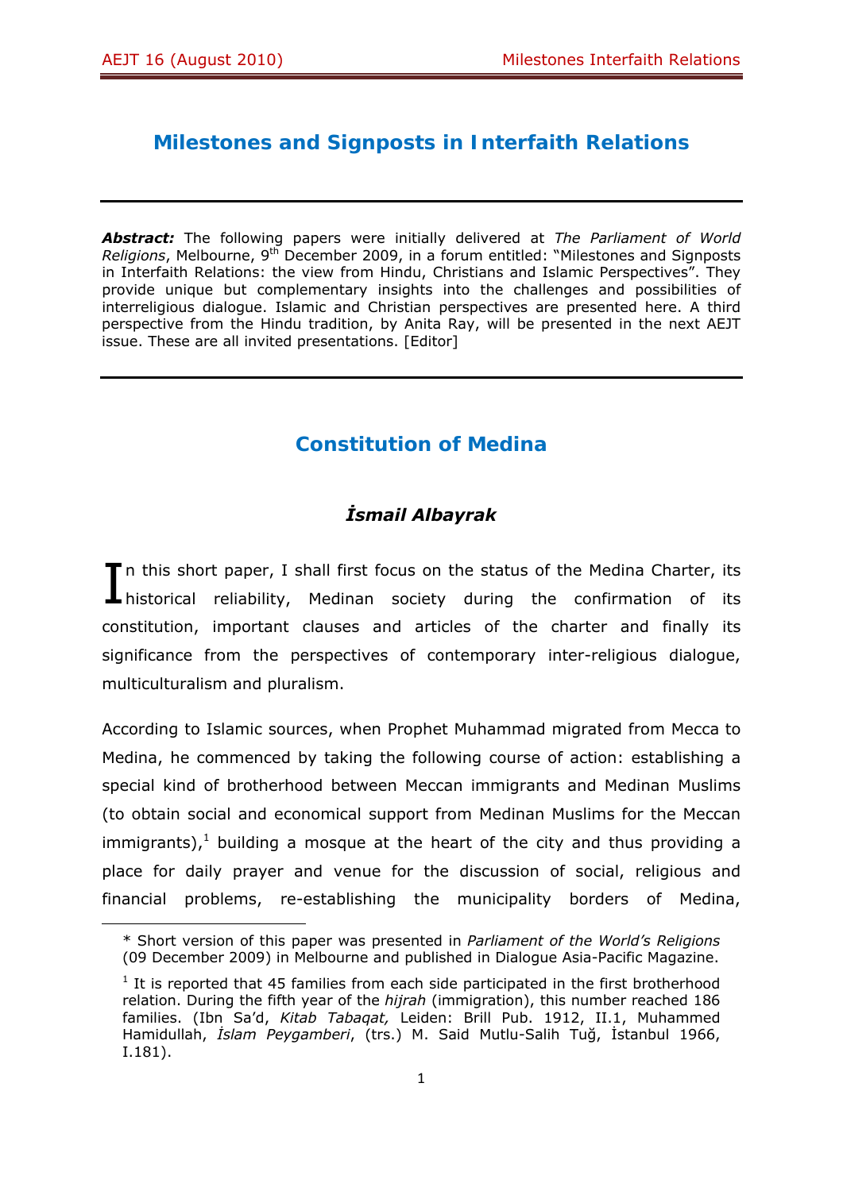# Milestones and Signposts in Interfaith Relations

---

***Abstract:*** The following papers were initially delivered at *The Parliament of World Religions*, Melbourne, 9th December 2009, in a forum entitled: "Milestones and Signposts in Interfaith Relations: the view from Hindu, Christians and Islamic Perspectives". They provide unique but complementary insights into the challenges and possibilities of interreligious dialogue. Islamic and Christian perspectives are presented here. A third perspective from the Hindu tradition, by Anita Ray, will be presented in the next AEJT issue. These are all invited presentations. [Editor]

---

## Constitution of Medina

### *İsmail Albayrak*

In this short paper, I shall first focus on the status of the Medina Charter, its historical reliability, Medinan society during the confirmation of its constitution, important clauses and articles of the charter and finally its significance from the perspectives of contemporary inter-religious dialogue, multiculturalism and pluralism.

According to Islamic sources, when Prophet Muhammad migrated from Mecca to Medina, he commenced by taking the following course of action: establishing a special kind of brotherhood between Meccan immigrants and Medinan Muslims (to obtain social and economical support from Medinan Muslims for the Meccan immigrants),[1] building a mosque at the heart of the city and thus providing a place for daily prayer and venue for the discussion of social, religious and financial problems, re-establishing the municipality borders of Medina,

---

\* Short version of this paper was presented in *Parliament of the World's Religions* (09 December 2009) in Melbourne and published in Dialogue Asia-Pacific Magazine.

[1] It is reported that 45 families from each side participated in the first brotherhood relation. During the fifth year of the *hijrah* (immigration), this number reached 186 families. (Ibn Sa'd, *Kitab Tabaqat,* Leiden: Brill Pub. 1912, II.1, Muhammed Hamidullah, *İslam Peygamberi*, (trs.) M. Said Mutlu-Salih Tuğ, İstanbul 1966, I.181).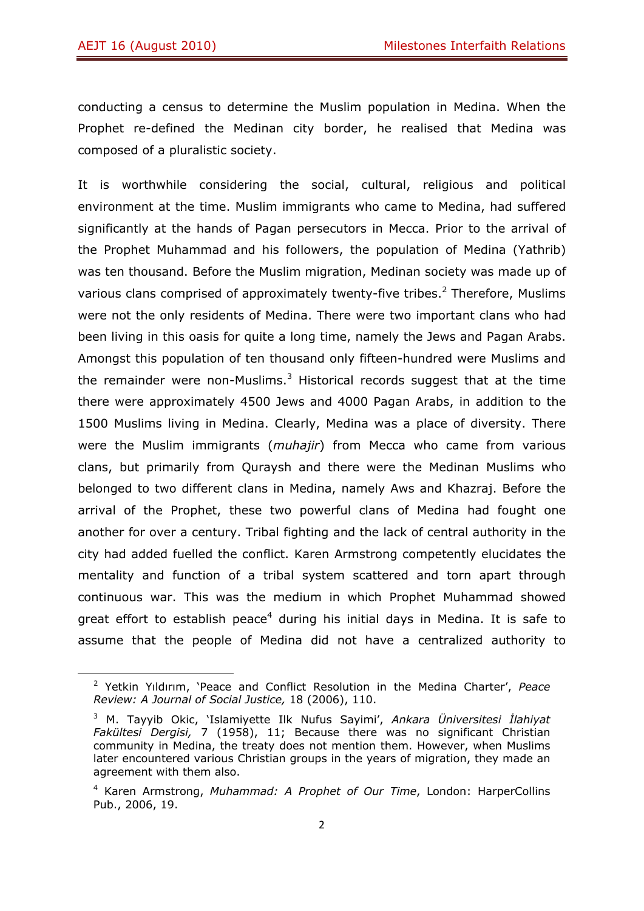conducting a census to determine the Muslim population in Medina. When the Prophet re-defined the Medinan city border, he realised that Medina was composed of a pluralistic society.

It is worthwhile considering the social, cultural, religious and political environment at the time. Muslim immigrants who came to Medina, had suffered significantly at the hands of Pagan persecutors in Mecca. Prior to the arrival of the Prophet Muhammad and his followers, the population of Medina (Yathrib) was ten thousand. Before the Muslim migration, Medinan society was made up of various clans comprised of approximately twenty-five tribes.[2] Therefore, Muslims were not the only residents of Medina. There were two important clans who had been living in this oasis for quite a long time, namely the Jews and Pagan Arabs. Amongst this population of ten thousand only fifteen-hundred were Muslims and the remainder were non-Muslims.[3] Historical records suggest that at the time there were approximately 4500 Jews and 4000 Pagan Arabs, in addition to the 1500 Muslims living in Medina. Clearly, Medina was a place of diversity. There were the Muslim immigrants (*muhajir*) from Mecca who came from various clans, but primarily from Quraysh and there were the Medinan Muslims who belonged to two different clans in Medina, namely Aws and Khazraj. Before the arrival of the Prophet, these two powerful clans of Medina had fought one another for over a century. Tribal fighting and the lack of central authority in the city had added fuelled the conflict. Karen Armstrong competently elucidates the mentality and function of a tribal system scattered and torn apart through continuous war. This was the medium in which Prophet Muhammad showed great effort to establish peace[4] during his initial days in Medina. It is safe to assume that the people of Medina did not have a centralized authority to

---

[2] Yetkin Yıldırım, 'Peace and Conflict Resolution in the Medina Charter', *Peace Review: A Journal of Social Justice,* 18 (2006), 110.

[3] M. Tayyib Okic, 'Islamiyette Ilk Nufus Sayimi', *Ankara Üniversitesi İlahiyat Fakültesi Dergisi,* 7 (1958), 11; Because there was no significant Christian community in Medina, the treaty does not mention them. However, when Muslims later encountered various Christian groups in the years of migration, they made an agreement with them also.

[4] Karen Armstrong, *Muhammad: A Prophet of Our Time*, London: HarperCollins Pub., 2006, 19.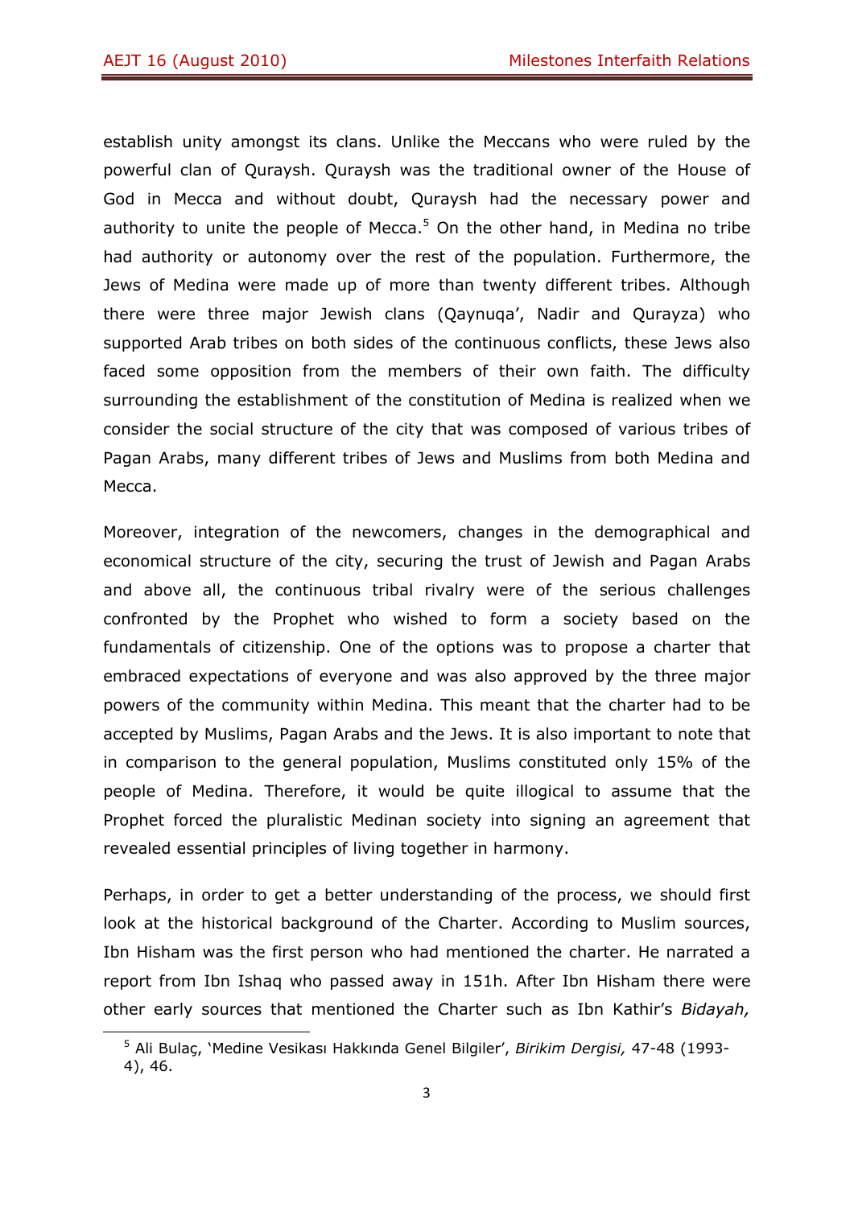establish unity amongst its clans. Unlike the Meccans who were ruled by the powerful clan of Quraysh. Quraysh was the traditional owner of the House of God in Mecca and without doubt, Quraysh had the necessary power and authority to unite the people of Mecca.[5] On the other hand, in Medina no tribe had authority or autonomy over the rest of the population. Furthermore, the Jews of Medina were made up of more than twenty different tribes. Although there were three major Jewish clans (Qaynuqa', Nadir and Qurayza) who supported Arab tribes on both sides of the continuous conflicts, these Jews also faced some opposition from the members of their own faith. The difficulty surrounding the establishment of the constitution of Medina is realized when we consider the social structure of the city that was composed of various tribes of Pagan Arabs, many different tribes of Jews and Muslims from both Medina and Mecca.

Moreover, integration of the newcomers, changes in the demographical and economical structure of the city, securing the trust of Jewish and Pagan Arabs and above all, the continuous tribal rivalry were of the serious challenges confronted by the Prophet who wished to form a society based on the fundamentals of citizenship. One of the options was to propose a charter that embraced expectations of everyone and was also approved by the three major powers of the community within Medina. This meant that the charter had to be accepted by Muslims, Pagan Arabs and the Jews. It is also important to note that in comparison to the general population, Muslims constituted only 15% of the people of Medina. Therefore, it would be quite illogical to assume that the Prophet forced the pluralistic Medinan society into signing an agreement that revealed essential principles of living together in harmony.

Perhaps, in order to get a better understanding of the process, we should first look at the historical background of the Charter. According to Muslim sources, Ibn Hisham was the first person who had mentioned the charter. He narrated a report from Ibn Ishaq who passed away in 151h. After Ibn Hisham there were other early sources that mentioned the Charter such as Ibn Kathir's *Bidayah,*

---

[5] Ali Bulaç, 'Medine Vesikası Hakkında Genel Bilgiler', *Birikim Dergisi,* 47-48 (1993-4), 46.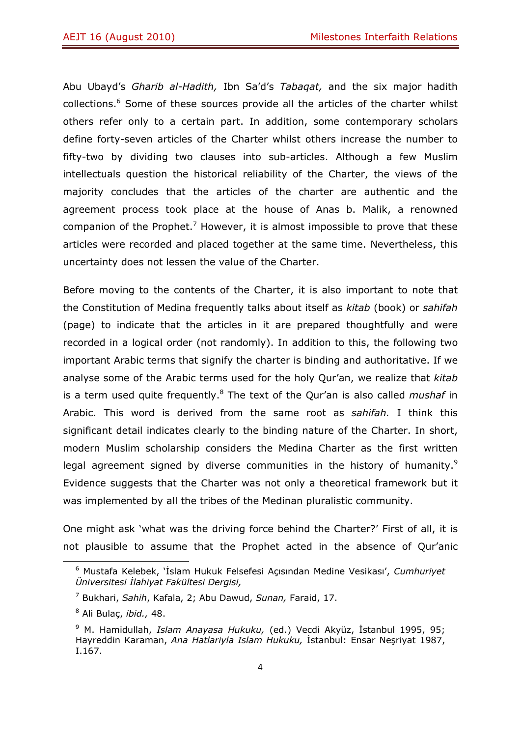Abu Ubayd's *Gharib al-Hadith,* Ibn Sa'd's *Tabaqat,* and the six major hadith collections.[6] Some of these sources provide all the articles of the charter whilst others refer only to a certain part. In addition, some contemporary scholars define forty-seven articles of the Charter whilst others increase the number to fifty-two by dividing two clauses into sub-articles. Although a few Muslim intellectuals question the historical reliability of the Charter, the views of the majority concludes that the articles of the charter are authentic and the agreement process took place at the house of Anas b. Malik, a renowned companion of the Prophet.[7] However, it is almost impossible to prove that these articles were recorded and placed together at the same time. Nevertheless, this uncertainty does not lessen the value of the Charter.

Before moving to the contents of the Charter, it is also important to note that the Constitution of Medina frequently talks about itself as *kitab* (book) or *sahifah* (page) to indicate that the articles in it are prepared thoughtfully and were recorded in a logical order (not randomly). In addition to this, the following two important Arabic terms that signify the charter is binding and authoritative. If we analyse some of the Arabic terms used for the holy Qur'an, we realize that *kitab* is a term used quite frequently.[8] The text of the Qur'an is also called *mushaf* in Arabic. This word is derived from the same root as *sahifah.* I think this significant detail indicates clearly to the binding nature of the Charter. In short, modern Muslim scholarship considers the Medina Charter as the first written legal agreement signed by diverse communities in the history of humanity.[9] Evidence suggests that the Charter was not only a theoretical framework but it was implemented by all the tribes of the Medinan pluralistic community.

One might ask 'what was the driving force behind the Charter?' First of all, it is not plausible to assume that the Prophet acted in the absence of Qur'anic

---

[6] Mustafa Kelebek, 'İslam Hukuk Felsefesi Açısından Medine Vesikası', *Cumhuriyet Üniversitesi İlahiyat Fakültesi Dergisi,*

[7] Bukhari, *Sahih*, Kafala, 2; Abu Dawud, *Sunan,* Faraid, 17.

[8] Ali Bulaç, *ibid.,* 48.

[9] M. Hamidullah, *Islam Anayasa Hukuku,* (ed.) Vecdi Akyüz, İstanbul 1995, 95; Hayreddin Karaman, *Ana Hatlariyla Islam Hukuku,* İstanbul: Ensar Neşriyat 1987, I.167.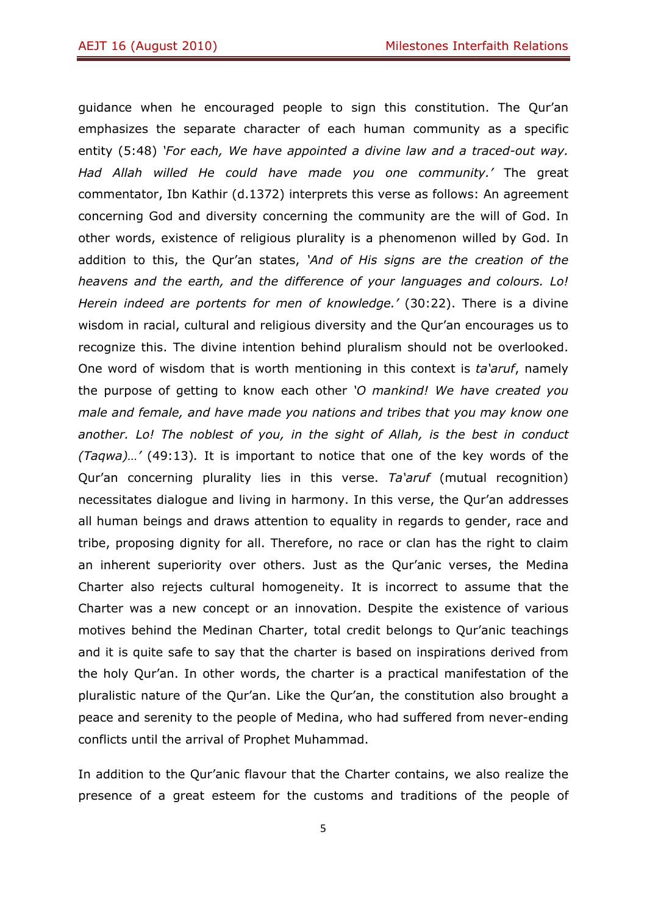guidance when he encouraged people to sign this constitution. The Qur'an emphasizes the separate character of each human community as a specific entity (5:48) *'For each, We have appointed a divine law and a traced-out way. Had Allah willed He could have made you one community.'* The great commentator, Ibn Kathir (d.1372) interprets this verse as follows: An agreement concerning God and diversity concerning the community are the will of God. In other words, existence of religious plurality is a phenomenon willed by God. In addition to this, the Qur'an states, *'And of His signs are the creation of the heavens and the earth, and the difference of your languages and colours. Lo! Herein indeed are portents for men of knowledge.'* (30:22). There is a divine wisdom in racial, cultural and religious diversity and the Qur'an encourages us to recognize this. The divine intention behind pluralism should not be overlooked. One word of wisdom that is worth mentioning in this context is *ta'aruf*, namely the purpose of getting to know each other *'O mankind! We have created you male and female, and have made you nations and tribes that you may know one another. Lo! The noblest of you, in the sight of Allah, is the best in conduct (Taqwa)…'* (49:13). It is important to notice that one of the key words of the Qur'an concerning plurality lies in this verse. *Ta'aruf* (mutual recognition) necessitates dialogue and living in harmony. In this verse, the Qur'an addresses all human beings and draws attention to equality in regards to gender, race and tribe, proposing dignity for all. Therefore, no race or clan has the right to claim an inherent superiority over others. Just as the Qur'anic verses, the Medina Charter also rejects cultural homogeneity. It is incorrect to assume that the Charter was a new concept or an innovation. Despite the existence of various motives behind the Medinan Charter, total credit belongs to Qur'anic teachings and it is quite safe to say that the charter is based on inspirations derived from the holy Qur'an. In other words, the charter is a practical manifestation of the pluralistic nature of the Qur'an. Like the Qur'an, the constitution also brought a peace and serenity to the people of Medina, who had suffered from never-ending conflicts until the arrival of Prophet Muhammad.

In addition to the Qur'anic flavour that the Charter contains, we also realize the presence of a great esteem for the customs and traditions of the people of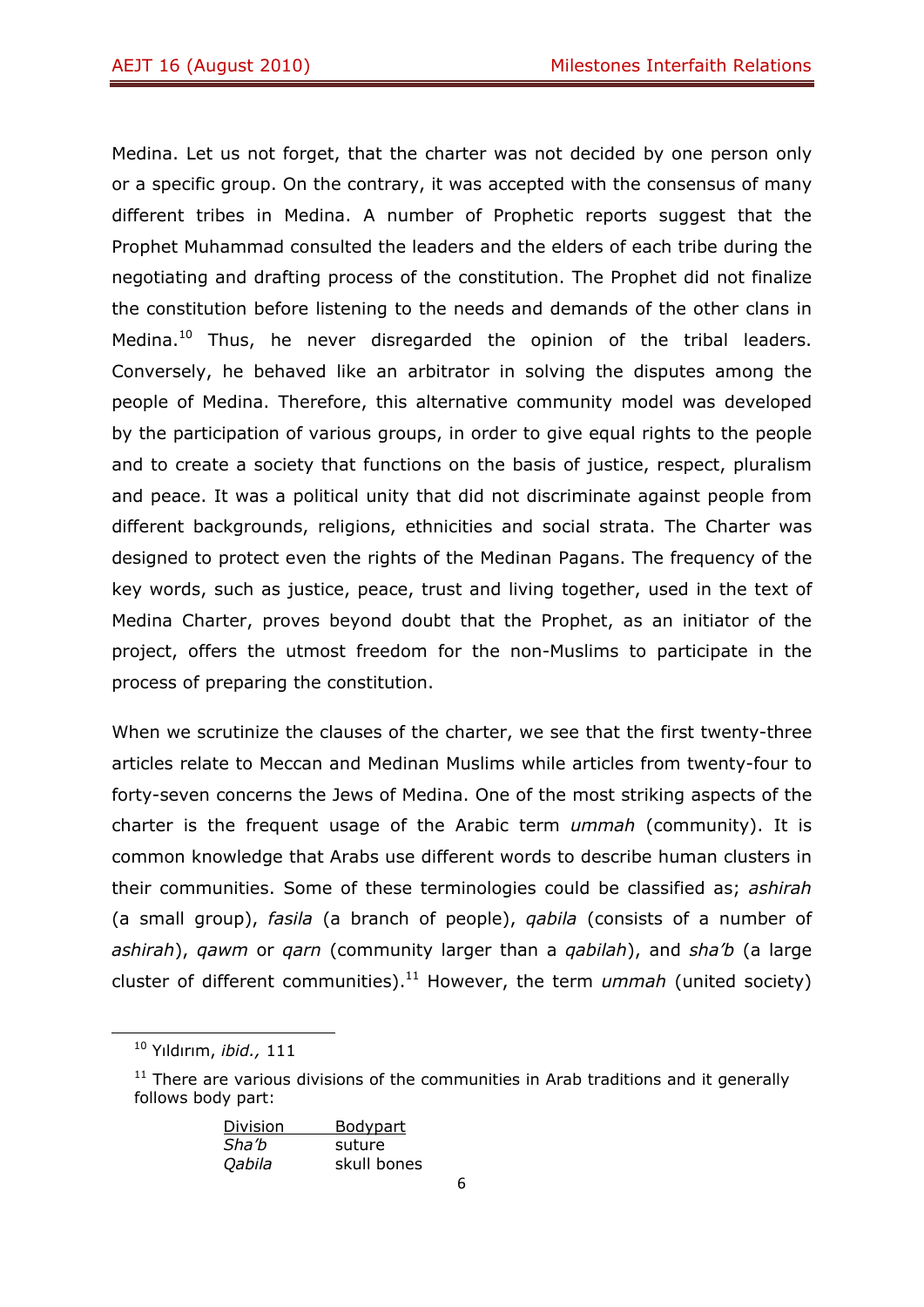Medina. Let us not forget, that the charter was not decided by one person only or a specific group. On the contrary, it was accepted with the consensus of many different tribes in Medina. A number of Prophetic reports suggest that the Prophet Muhammad consulted the leaders and the elders of each tribe during the negotiating and drafting process of the constitution. The Prophet did not finalize the constitution before listening to the needs and demands of the other clans in Medina.[10] Thus, he never disregarded the opinion of the tribal leaders. Conversely, he behaved like an arbitrator in solving the disputes among the people of Medina. Therefore, this alternative community model was developed by the participation of various groups, in order to give equal rights to the people and to create a society that functions on the basis of justice, respect, pluralism and peace. It was a political unity that did not discriminate against people from different backgrounds, religions, ethnicities and social strata. The Charter was designed to protect even the rights of the Medinan Pagans. The frequency of the key words, such as justice, peace, trust and living together, used in the text of Medina Charter, proves beyond doubt that the Prophet, as an initiator of the project, offers the utmost freedom for the non-Muslims to participate in the process of preparing the constitution.

When we scrutinize the clauses of the charter, we see that the first twenty-three articles relate to Meccan and Medinan Muslims while articles from twenty-four to forty-seven concerns the Jews of Medina. One of the most striking aspects of the charter is the frequent usage of the Arabic term *ummah* (community). It is common knowledge that Arabs use different words to describe human clusters in their communities. Some of these terminologies could be classified as; *ashirah* (a small group), *fasila* (a branch of people), *qabila* (consists of a number of *ashirah*), *qawm* or *qarn* (community larger than a *qabilah*), and *sha'b* (a large cluster of different communities).[11] However, the term *ummah* (united society)

---

[10] Yıldırım, *ibid.,* 111

[11] There are various divisions of the communities in Arab traditions and it generally follows body part:

| Division | Bodypart |
|---|---|
| *Sha'b* | suture |
| *Qabila* | skull bones |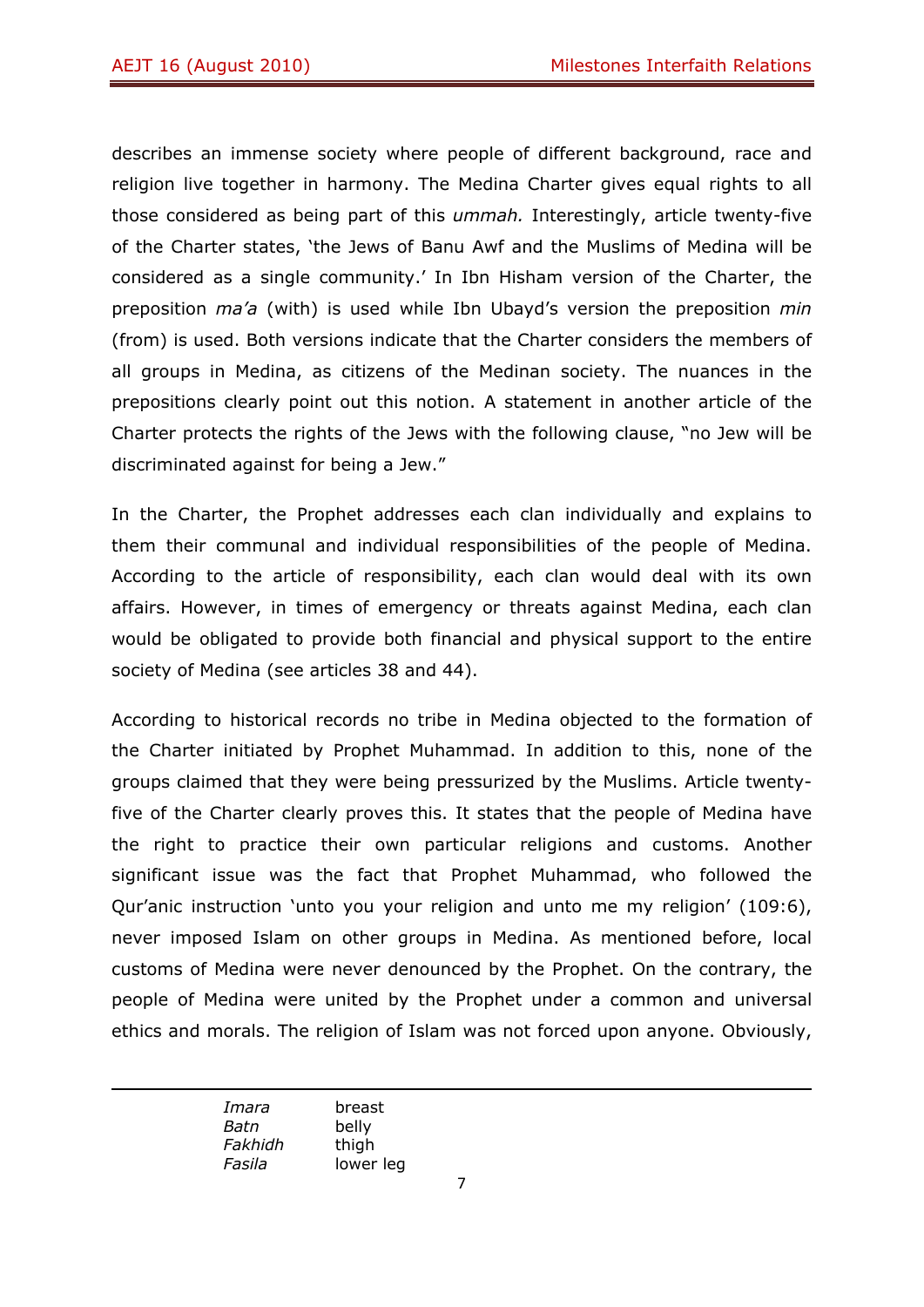describes an immense society where people of different background, race and religion live together in harmony. The Medina Charter gives equal rights to all those considered as being part of this *ummah.* Interestingly, article twenty-five of the Charter states, 'the Jews of Banu Awf and the Muslims of Medina will be considered as a single community.' In Ibn Hisham version of the Charter, the preposition *ma'a* (with) is used while Ibn Ubayd's version the preposition *min* (from) is used. Both versions indicate that the Charter considers the members of all groups in Medina, as citizens of the Medinan society. The nuances in the prepositions clearly point out this notion. A statement in another article of the Charter protects the rights of the Jews with the following clause, "no Jew will be discriminated against for being a Jew."

In the Charter, the Prophet addresses each clan individually and explains to them their communal and individual responsibilities of the people of Medina. According to the article of responsibility, each clan would deal with its own affairs. However, in times of emergency or threats against Medina, each clan would be obligated to provide both financial and physical support to the entire society of Medina (see articles 38 and 44).

According to historical records no tribe in Medina objected to the formation of the Charter initiated by Prophet Muhammad. In addition to this, none of the groups claimed that they were being pressurized by the Muslims. Article twenty-five of the Charter clearly proves this. It states that the people of Medina have the right to practice their own particular religions and customs. Another significant issue was the fact that Prophet Muhammad, who followed the Qur'anic instruction 'unto you your religion and unto me my religion' (109:6), never imposed Islam on other groups in Medina. As mentioned before, local customs of Medina were never denounced by the Prophet. On the contrary, the people of Medina were united by the Prophet under a common and universal ethics and morals. The religion of Islam was not forced upon anyone. Obviously,

---

| | |
|---|---|
| *Imara* | breast |
| *Batn* | belly |
| *Fakhidh* | thigh |
| *Fasila* | lower leg |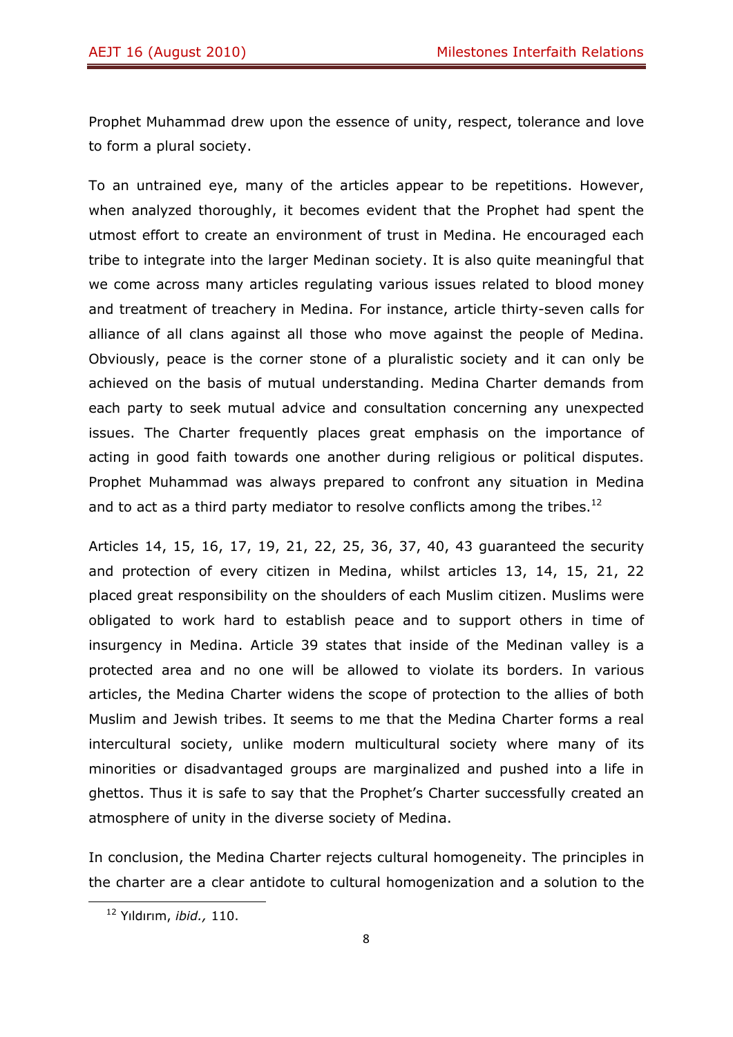Prophet Muhammad drew upon the essence of unity, respect, tolerance and love to form a plural society.

To an untrained eye, many of the articles appear to be repetitions. However, when analyzed thoroughly, it becomes evident that the Prophet had spent the utmost effort to create an environment of trust in Medina. He encouraged each tribe to integrate into the larger Medinan society. It is also quite meaningful that we come across many articles regulating various issues related to blood money and treatment of treachery in Medina. For instance, article thirty-seven calls for alliance of all clans against all those who move against the people of Medina. Obviously, peace is the corner stone of a pluralistic society and it can only be achieved on the basis of mutual understanding. Medina Charter demands from each party to seek mutual advice and consultation concerning any unexpected issues. The Charter frequently places great emphasis on the importance of acting in good faith towards one another during religious or political disputes. Prophet Muhammad was always prepared to confront any situation in Medina and to act as a third party mediator to resolve conflicts among the tribes.[12]

Articles 14, 15, 16, 17, 19, 21, 22, 25, 36, 37, 40, 43 guaranteed the security and protection of every citizen in Medina, whilst articles 13, 14, 15, 21, 22 placed great responsibility on the shoulders of each Muslim citizen. Muslims were obligated to work hard to establish peace and to support others in time of insurgency in Medina. Article 39 states that inside of the Medinan valley is a protected area and no one will be allowed to violate its borders. In various articles, the Medina Charter widens the scope of protection to the allies of both Muslim and Jewish tribes. It seems to me that the Medina Charter forms a real intercultural society, unlike modern multicultural society where many of its minorities or disadvantaged groups are marginalized and pushed into a life in ghettos. Thus it is safe to say that the Prophet's Charter successfully created an atmosphere of unity in the diverse society of Medina.

In conclusion, the Medina Charter rejects cultural homogeneity. The principles in the charter are a clear antidote to cultural homogenization and a solution to the

---

[12] Yıldırım, *ibid.,* 110.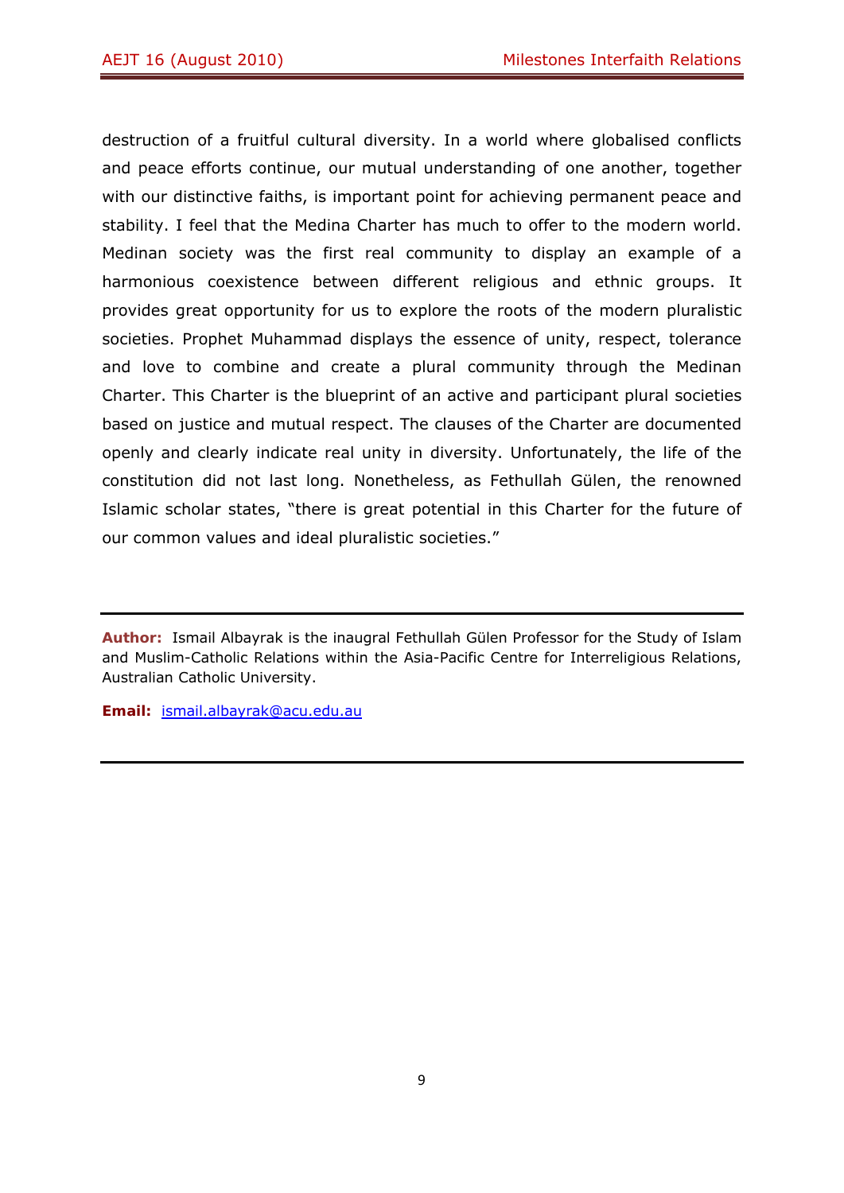destruction of a fruitful cultural diversity. In a world where globalised conflicts and peace efforts continue, our mutual understanding of one another, together with our distinctive faiths, is important point for achieving permanent peace and stability. I feel that the Medina Charter has much to offer to the modern world. Medinan society was the first real community to display an example of a harmonious coexistence between different religious and ethnic groups. It provides great opportunity for us to explore the roots of the modern pluralistic societies. Prophet Muhammad displays the essence of unity, respect, tolerance and love to combine and create a plural community through the Medinan Charter. This Charter is the blueprint of an active and participant plural societies based on justice and mutual respect. The clauses of the Charter are documented openly and clearly indicate real unity in diversity. Unfortunately, the life of the constitution did not last long. Nonetheless, as Fethullah Gülen, the renowned Islamic scholar states, "there is great potential in this Charter for the future of our common values and ideal pluralistic societies."

---

**Author:** Ismail Albayrak is the inaugral Fethullah Gülen Professor for the Study of Islam and Muslim-Catholic Relations within the Asia-Pacific Centre for Interreligious Relations, Australian Catholic University.

**Email:** ismail.albayrak@acu.edu.au

---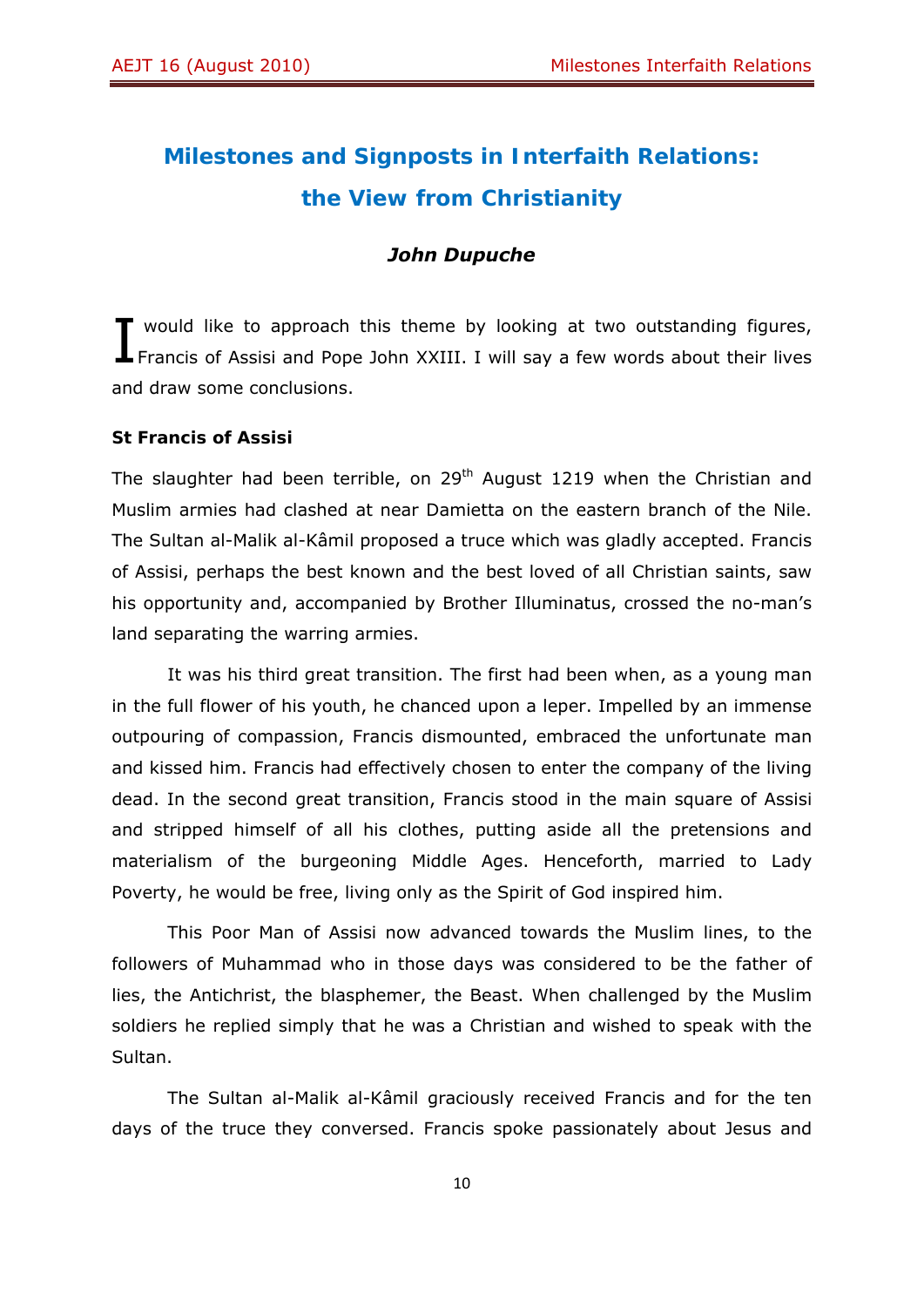# Milestones and Signposts in Interfaith Relations: the View from Christianity

### *John Dupuche*

I would like to approach this theme by looking at two outstanding figures, Francis of Assisi and Pope John XXIII. I will say a few words about their lives and draw some conclusions.

**St Francis of Assisi**

The slaughter had been terrible, on 29th August 1219 when the Christian and Muslim armies had clashed at near Damietta on the eastern branch of the Nile. The Sultan al-Malik al-Kâmil proposed a truce which was gladly accepted. Francis of Assisi, perhaps the best known and the best loved of all Christian saints, saw his opportunity and, accompanied by Brother Illuminatus, crossed the no-man's land separating the warring armies.

It was his third great transition. The first had been when, as a young man in the full flower of his youth, he chanced upon a leper. Impelled by an immense outpouring of compassion, Francis dismounted, embraced the unfortunate man and kissed him. Francis had effectively chosen to enter the company of the living dead. In the second great transition, Francis stood in the main square of Assisi and stripped himself of all his clothes, putting aside all the pretensions and materialism of the burgeoning Middle Ages. Henceforth, married to Lady Poverty, he would be free, living only as the Spirit of God inspired him.

This Poor Man of Assisi now advanced towards the Muslim lines, to the followers of Muhammad who in those days was considered to be the father of lies, the Antichrist, the blasphemer, the Beast. When challenged by the Muslim soldiers he replied simply that he was a Christian and wished to speak with the Sultan.

The Sultan al-Malik al-Kâmil graciously received Francis and for the ten days of the truce they conversed. Francis spoke passionately about Jesus and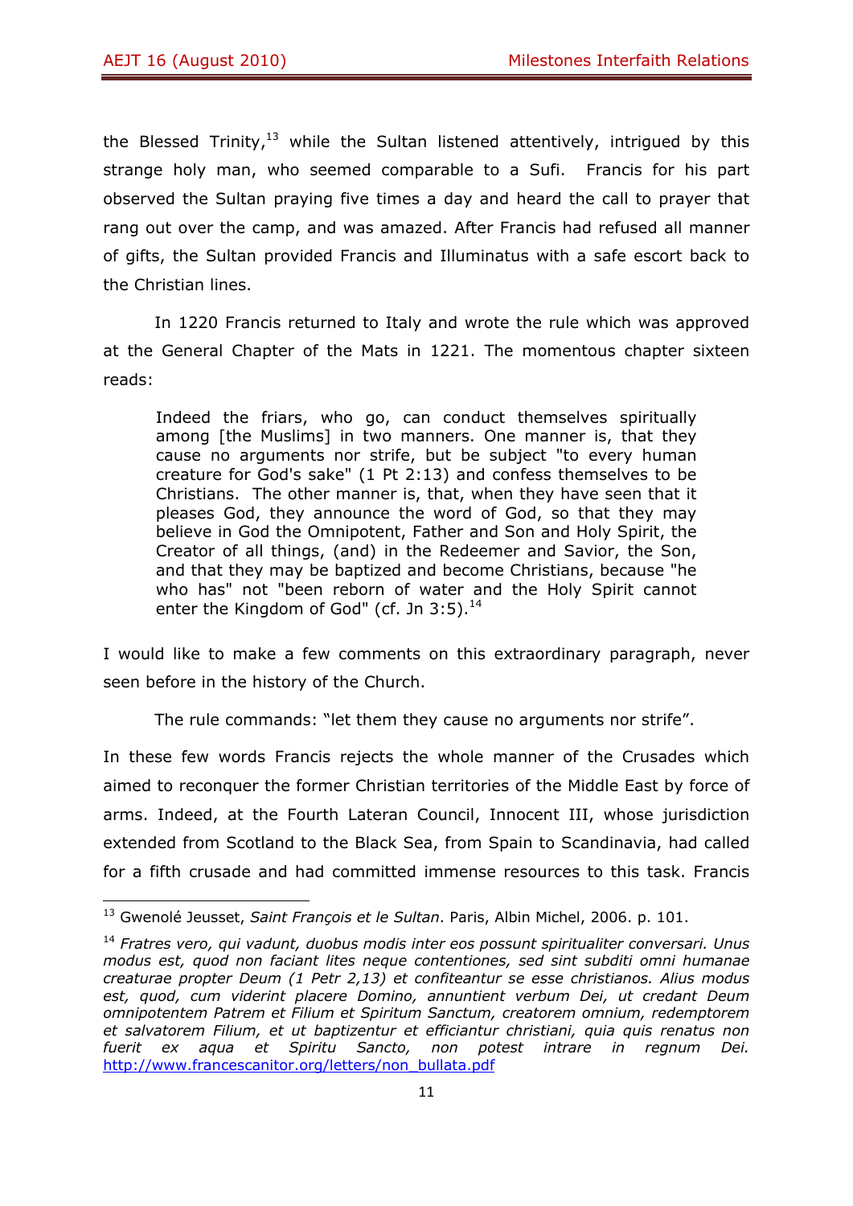the Blessed Trinity,[13] while the Sultan listened attentively, intrigued by this strange holy man, who seemed comparable to a Sufi. Francis for his part observed the Sultan praying five times a day and heard the call to prayer that rang out over the camp, and was amazed. After Francis had refused all manner of gifts, the Sultan provided Francis and Illuminatus with a safe escort back to the Christian lines.

In 1220 Francis returned to Italy and wrote the rule which was approved at the General Chapter of the Mats in 1221. The momentous chapter sixteen reads:

> Indeed the friars, who go, can conduct themselves spiritually among [the Muslims] in two manners. One manner is, that they cause no arguments nor strife, but be subject "to every human creature for God's sake" (1 Pt 2:13) and confess themselves to be Christians. The other manner is, that, when they have seen that it pleases God, they announce the word of God, so that they may believe in God the Omnipotent, Father and Son and Holy Spirit, the Creator of all things, (and) in the Redeemer and Savior, the Son, and that they may be baptized and become Christians, because "he who has" not "been reborn of water and the Holy Spirit cannot enter the Kingdom of God" (cf. Jn 3:5).[14]

I would like to make a few comments on this extraordinary paragraph, never seen before in the history of the Church.

The rule commands: "let them they cause no arguments nor strife".

In these few words Francis rejects the whole manner of the Crusades which aimed to reconquer the former Christian territories of the Middle East by force of arms. Indeed, at the Fourth Lateran Council, Innocent III, whose jurisdiction extended from Scotland to the Black Sea, from Spain to Scandinavia, had called for a fifth crusade and had committed immense resources to this task. Francis

---

[13] Gwenolé Jeusset, *Saint François et le Sultan*. Paris, Albin Michel, 2006. p. 101.

[14] *Fratres vero, qui vadunt, duobus modis inter eos possunt spiritualiter conversari. Unus modus est, quod non faciant lites neque contentiones, sed sint subditi omni humanae creaturae propter Deum (1 Petr 2,13) et confiteantur se esse christianos. Alius modus est, quod, cum viderint placere Domino, annuntient verbum Dei, ut credant Deum omnipotentem Patrem et Filium et Spiritum Sanctum, creatorem omnium, redemptorem et salvatorem Filium, et ut baptizentur et efficiantur christiani, quia quis renatus non fuerit ex aqua et Spiritu Sancto, non potest intrare in regnum Dei.* http://www.francescanitor.org/letters/non_bullata.pdf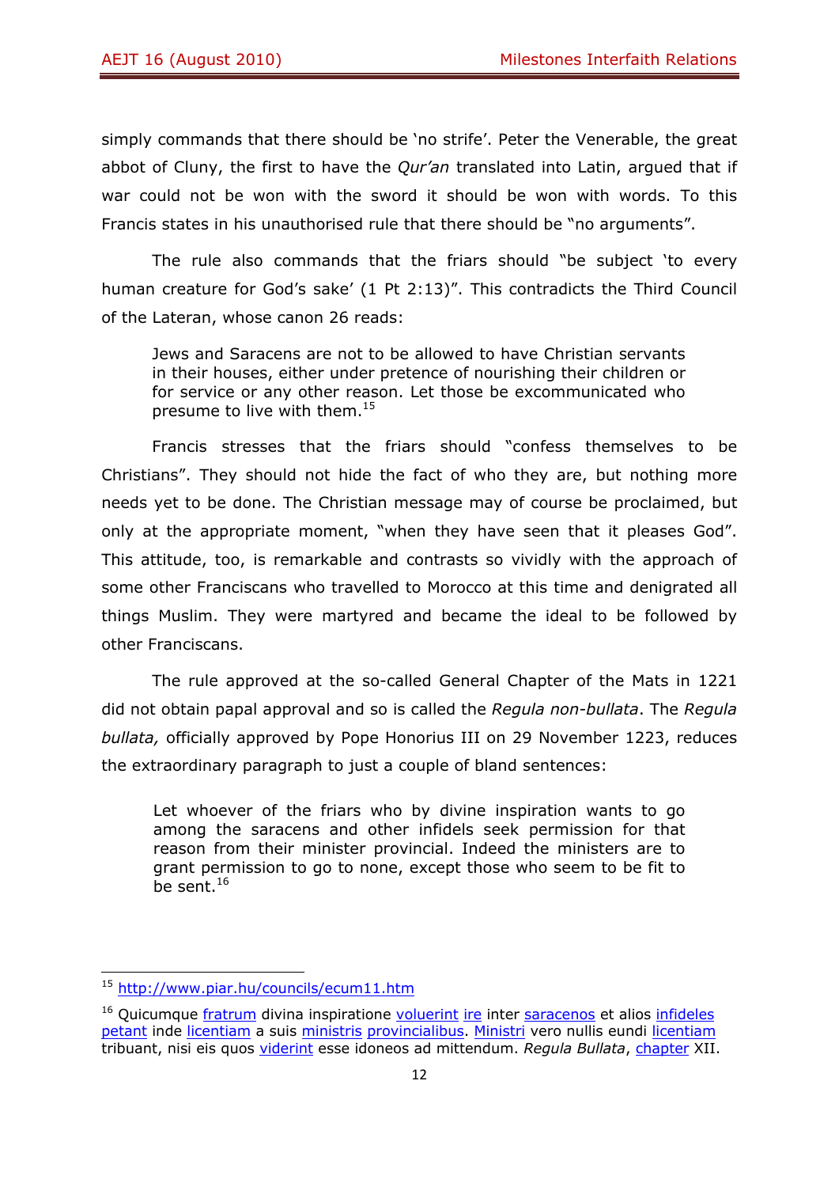simply commands that there should be 'no strife'. Peter the Venerable, the great abbot of Cluny, the first to have the *Qur'an* translated into Latin, argued that if war could not be won with the sword it should be won with words. To this Francis states in his unauthorised rule that there should be "no arguments".

The rule also commands that the friars should "be subject 'to every human creature for God's sake' (1 Pt 2:13)". This contradicts the Third Council of the Lateran, whose canon 26 reads:

> Jews and Saracens are not to be allowed to have Christian servants in their houses, either under pretence of nourishing their children or for service or any other reason. Let those be excommunicated who presume to live with them.[15]

Francis stresses that the friars should "confess themselves to be Christians". They should not hide the fact of who they are, but nothing more needs yet to be done. The Christian message may of course be proclaimed, but only at the appropriate moment, "when they have seen that it pleases God". This attitude, too, is remarkable and contrasts so vividly with the approach of some other Franciscans who travelled to Morocco at this time and denigrated all things Muslim. They were martyred and became the ideal to be followed by other Franciscans.

The rule approved at the so-called General Chapter of the Mats in 1221 did not obtain papal approval and so is called the *Regula non-bullata*. The *Regula bullata,* officially approved by Pope Honorius III on 29 November 1223, reduces the extraordinary paragraph to just a couple of bland sentences:

> Let whoever of the friars who by divine inspiration wants to go among the saracens and other infidels seek permission for that reason from their minister provincial. Indeed the ministers are to grant permission to go to none, except those who seem to be fit to be sent.[16]

---

[15] http://www.piar.hu/councils/ecum11.htm

[16] Quicumque fratrum divina inspiratione voluerint ire inter saracenos et alios infideles petant inde licentiam a suis ministris provincialibus. Ministri vero nullis eundi licentiam tribuant, nisi eis quos viderint esse idoneos ad mittendum. *Regula Bullata*, chapter XII.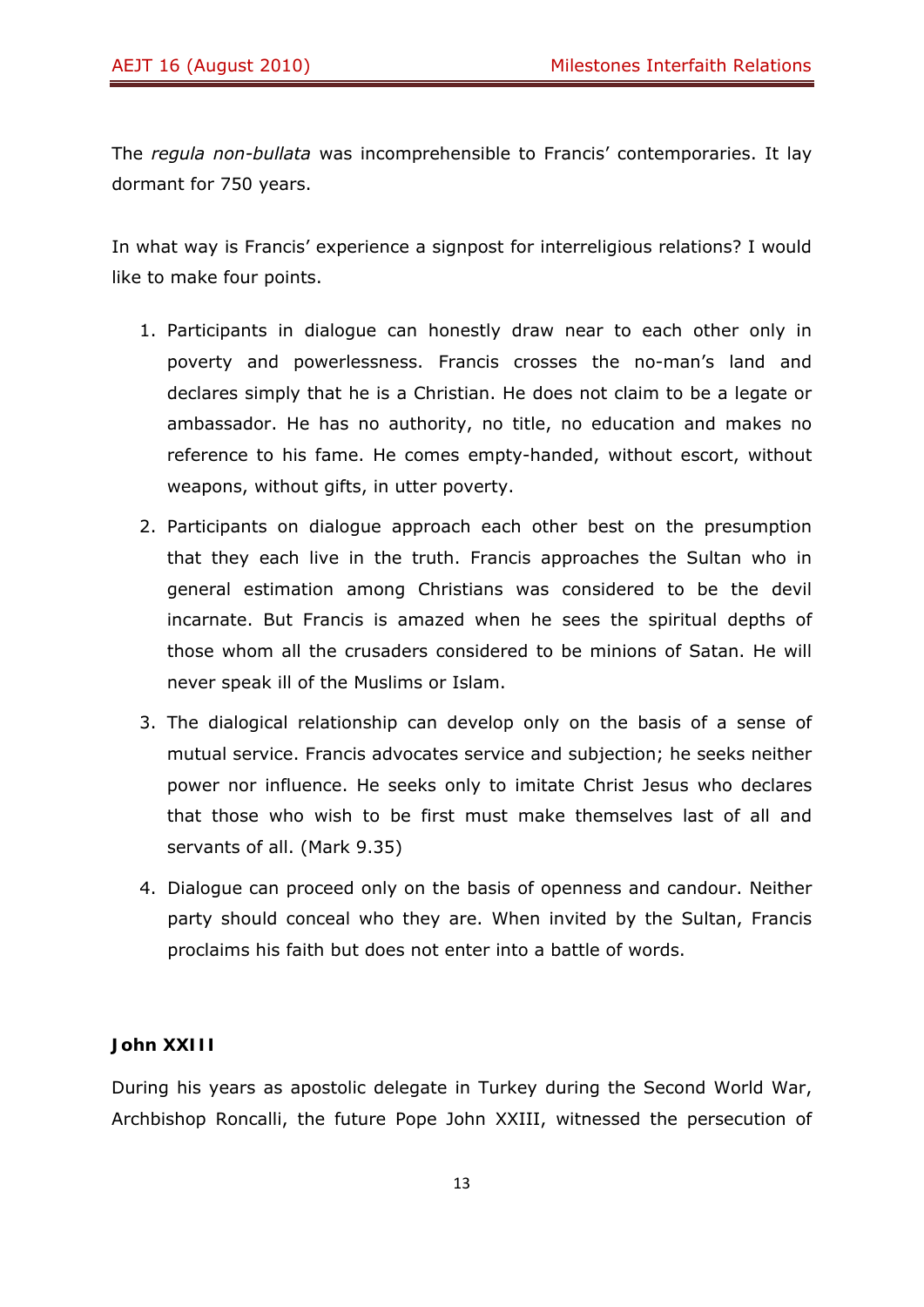The *regula non-bullata* was incomprehensible to Francis' contemporaries. It lay dormant for 750 years.

In what way is Francis' experience a signpost for interreligious relations? I would like to make four points.

1. Participants in dialogue can honestly draw near to each other only in poverty and powerlessness. Francis crosses the no-man's land and declares simply that he is a Christian. He does not claim to be a legate or ambassador. He has no authority, no title, no education and makes no reference to his fame. He comes empty-handed, without escort, without weapons, without gifts, in utter poverty.
2. Participants on dialogue approach each other best on the presumption that they each live in the truth. Francis approaches the Sultan who in general estimation among Christians was considered to be the devil incarnate. But Francis is amazed when he sees the spiritual depths of those whom all the crusaders considered to be minions of Satan. He will never speak ill of the Muslims or Islam.
3. The dialogical relationship can develop only on the basis of a sense of mutual service. Francis advocates service and subjection; he seeks neither power nor influence. He seeks only to imitate Christ Jesus who declares that those who wish to be first must make themselves last of all and servants of all. (Mark 9.35)
4. Dialogue can proceed only on the basis of openness and candour. Neither party should conceal who they are. When invited by the Sultan, Francis proclaims his faith but does not enter into a battle of words.

**John XXIII**

During his years as apostolic delegate in Turkey during the Second World War, Archbishop Roncalli, the future Pope John XXIII, witnessed the persecution of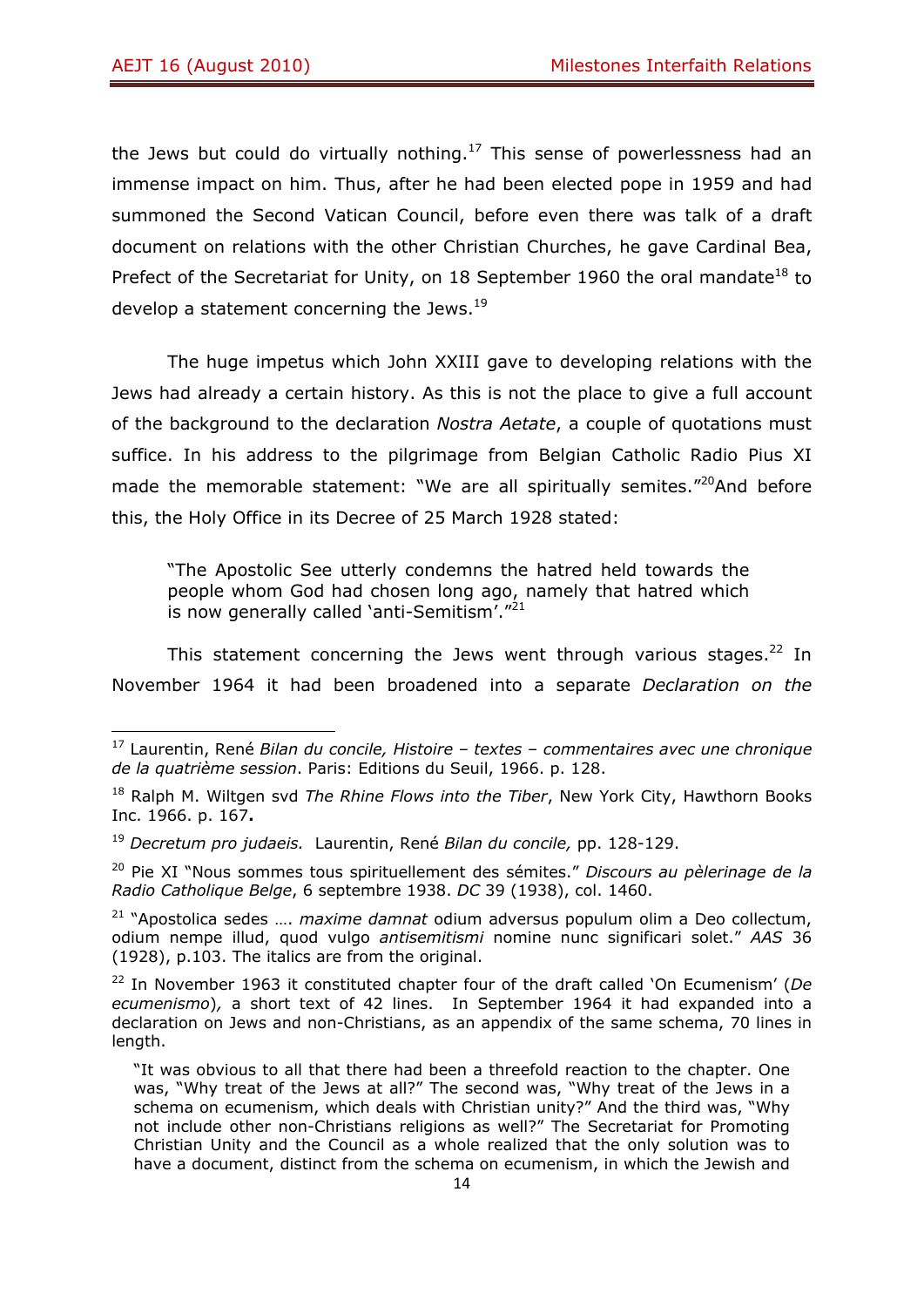the Jews but could do virtually nothing.[17] This sense of powerlessness had an immense impact on him. Thus, after he had been elected pope in 1959 and had summoned the Second Vatican Council, before even there was talk of a draft document on relations with the other Christian Churches, he gave Cardinal Bea, Prefect of the Secretariat for Unity, on 18 September 1960 the oral mandate[18] to develop a statement concerning the Jews.[19]

The huge impetus which John XXIII gave to developing relations with the Jews had already a certain history. As this is not the place to give a full account of the background to the declaration *Nostra Aetate*, a couple of quotations must suffice. In his address to the pilgrimage from Belgian Catholic Radio Pius XI made the memorable statement: "We are all spiritually semites."[20]And before this, the Holy Office in its Decree of 25 March 1928 stated:

> "The Apostolic See utterly condemns the hatred held towards the people whom God had chosen long ago, namely that hatred which is now generally called 'anti-Semitism'."[21]

This statement concerning the Jews went through various stages.[22] In November 1964 it had been broadened into a separate *Declaration on the*

---

[17] Laurentin, René *Bilan du concile, Histoire – textes – commentaires avec une chronique de la quatrième session*. Paris: Editions du Seuil, 1966. p. 128.

[18] Ralph M. Wiltgen svd *The Rhine Flows into the Tiber*, New York City, Hawthorn Books Inc. 1966. p. 167**.**

[19] *Decretum pro judaeis.* Laurentin, René *Bilan du concile,* pp. 128-129.

[20] Pie XI "Nous sommes tous spirituellement des sémites." *Discours au pèlerinage de la Radio Catholique Belge*, 6 septembre 1938. *DC* 39 (1938), col. 1460.

[21] "Apostolica sedes …. *maxime damnat* odium adversus populum olim a Deo collectum, odium nempe illud, quod vulgo *antisemitismi* nomine nunc significari solet." *AAS* 36 (1928), p.103. The italics are from the original.

[22] In November 1963 it constituted chapter four of the draft called 'On Ecumenism' (*De ecumenismo*)*,* a short text of 42 lines. In September 1964 it had expanded into a declaration on Jews and non-Christians, as an appendix of the same schema, 70 lines in length.

> "It was obvious to all that there had been a threefold reaction to the chapter. One was, "Why treat of the Jews at all?" The second was, "Why treat of the Jews in a schema on ecumenism, which deals with Christian unity?" And the third was, "Why not include other non-Christians religions as well?" The Secretariat for Promoting Christian Unity and the Council as a whole realized that the only solution was to have a document, distinct from the schema on ecumenism, in which the Jewish and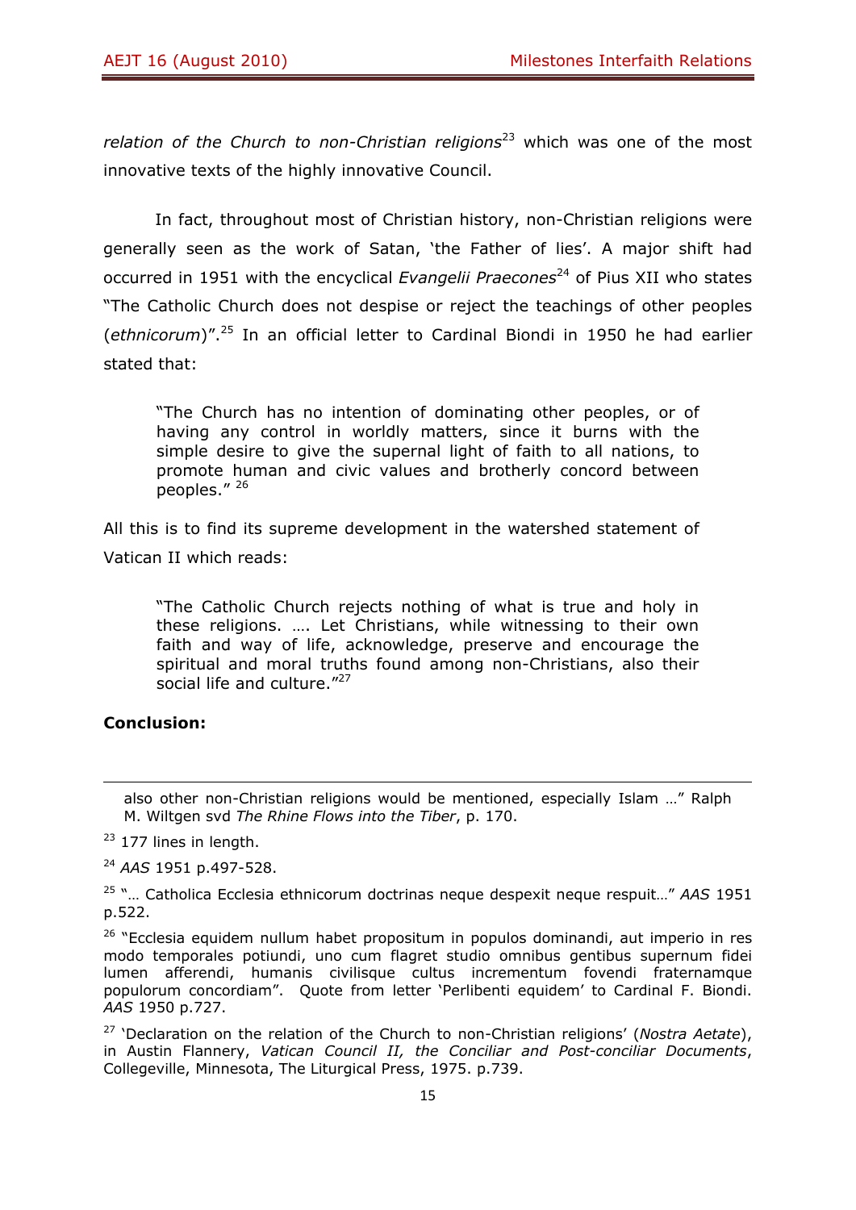*relation of the Church to non-Christian religions*[23] which was one of the most innovative texts of the highly innovative Council.

In fact, throughout most of Christian history, non-Christian religions were generally seen as the work of Satan, 'the Father of lies'. A major shift had occurred in 1951 with the encyclical *Evangelii Praecones*[24] of Pius XII who states "The Catholic Church does not despise or reject the teachings of other peoples (*ethnicorum*)".[25] In an official letter to Cardinal Biondi in 1950 he had earlier stated that:

> "The Church has no intention of dominating other peoples, or of having any control in worldly matters, since it burns with the simple desire to give the supernal light of faith to all nations, to promote human and civic values and brotherly concord between peoples." [26]

All this is to find its supreme development in the watershed statement of Vatican II which reads:

> "The Catholic Church rejects nothing of what is true and holy in these religions. …. Let Christians, while witnessing to their own faith and way of life, acknowledge, preserve and encourage the spiritual and moral truths found among non-Christians, also their social life and culture."[27]

**Conclusion:**

---

also other non-Christian religions would be mentioned, especially Islam …" Ralph M. Wiltgen svd *The Rhine Flows into the Tiber*, p. 170.

[23] 177 lines in length.

[24] *AAS* 1951 p.497-528.

[25] "… Catholica Ecclesia ethnicorum doctrinas neque despexit neque respuit…" *AAS* 1951 p.522.

[26] "Ecclesia equidem nullum habet propositum in populos dominandi, aut imperio in res modo temporales potiundi, uno cum flagret studio omnibus gentibus supernum fidei lumen afferendi, humanis civilisque cultus incrementum fovendi fraternamque populorum concordiam". Quote from letter 'Perlibenti equidem' to Cardinal F. Biondi. *AAS* 1950 p.727.

[27] 'Declaration on the relation of the Church to non-Christian religions' (*Nostra Aetate*), in Austin Flannery, *Vatican Council II, the Conciliar and Post-conciliar Documents*, Collegeville, Minnesota, The Liturgical Press, 1975. p.739.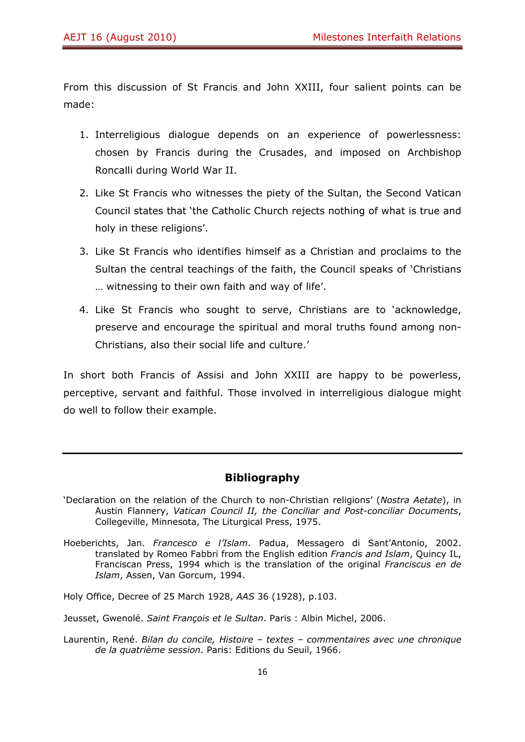From this discussion of St Francis and John XXIII, four salient points can be made:

1. Interreligious dialogue depends on an experience of powerlessness: chosen by Francis during the Crusades, and imposed on Archbishop Roncalli during World War II.
2. Like St Francis who witnesses the piety of the Sultan, the Second Vatican Council states that 'the Catholic Church rejects nothing of what is true and holy in these religions'.
3. Like St Francis who identifies himself as a Christian and proclaims to the Sultan the central teachings of the faith, the Council speaks of 'Christians … witnessing to their own faith and way of life'.
4. Like St Francis who sought to serve, Christians are to 'acknowledge, preserve and encourage the spiritual and moral truths found among non-Christians, also their social life and culture.'

In short both Francis of Assisi and John XXIII are happy to be powerless, perceptive, servant and faithful. Those involved in interreligious dialogue might do well to follow their example.

---

## Bibliography

'Declaration on the relation of the Church to non-Christian religions' (*Nostra Aetate*), in Austin Flannery, *Vatican Council II, the Conciliar and Post-conciliar Documents*, Collegeville, Minnesota, The Liturgical Press, 1975.

Hoeberichts, Jan. *Francesco e l'Islam*. Padua, Messagero di Sant'Antonio, 2002. translated by Romeo Fabbri from the English edition *Francis and Islam*, Quincy IL, Franciscan Press, 1994 which is the translation of the original *Franciscus en de Islam*, Assen, Van Gorcum, 1994.

Holy Office, Decree of 25 March 1928, *AAS* 36 (1928), p.103.

Jeusset, Gwenolé. *Saint François et le Sultan*. Paris : Albin Michel, 2006.

Laurentin, René. *Bilan du concile, Histoire – textes – commentaires avec une chronique de la quatrième session*. Paris: Editions du Seuil, 1966.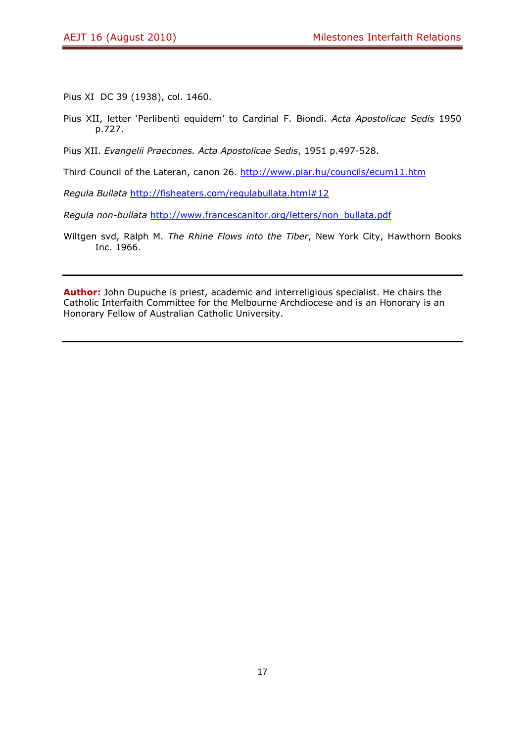Pius XI DC 39 (1938), col. 1460.

Pius XII, letter 'Perlibenti equidem' to Cardinal F. Biondi. *Acta Apostolicae Sedis* 1950 p.727.

Pius XII. *Evangelii Praecones. Acta Apostolicae Sedis*, 1951 p.497-528.

Third Council of the Lateran, canon 26. http://www.piar.hu/councils/ecum11.htm

*Regula Bullata* http://fisheaters.com/regulabullata.html#12

*Regula non-bullata* http://www.francescanitor.org/letters/non_bullata.pdf

Wiltgen svd, Ralph M. *The Rhine Flows into the Tiber*, New York City, Hawthorn Books Inc. 1966.

---

**Author:** John Dupuche is priest, academic and interreligious specialist. He chairs the Catholic Interfaith Committee for the Melbourne Archdiocese and is an Honorary is an Honorary Fellow of Australian Catholic University.

---